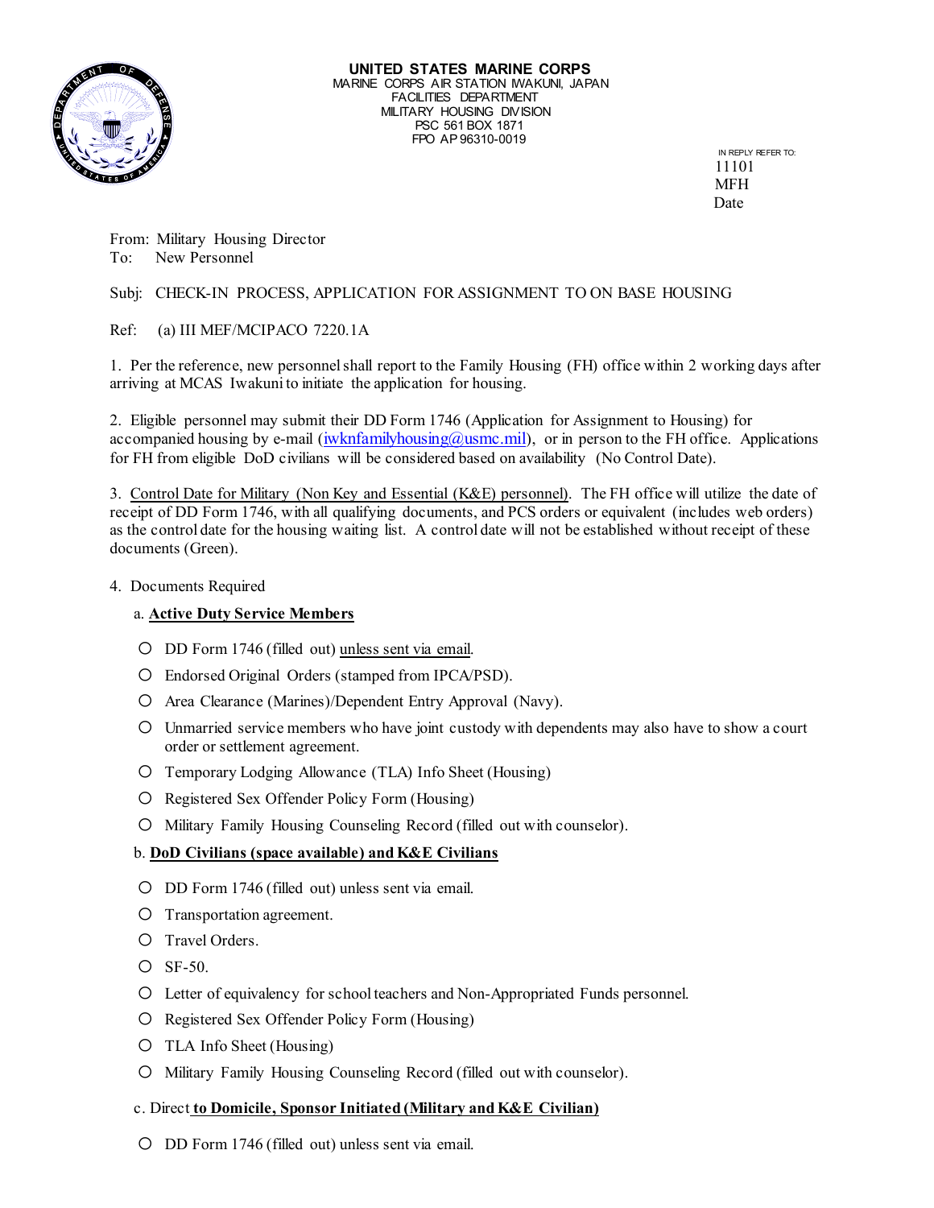**UNITED STATES MARINE CORPS**
MARINE CORPS AIR STATION IWAKUNI, JAPAN
FACILITIES DEPARTMENT
MILITARY HOUSING DIVISION
PSC 561 BOX 1871
FPO AP 96310-0019

IN REPLY REFER TO:
11101
MFH
Date

From: Military Housing Director
To: New Personnel

Subj: CHECK-IN PROCESS, APPLICATION FOR ASSIGNMENT TO ON BASE HOUSING

Ref: (a) III MEF/MCIPACO 7220.1A

1. Per the reference, new personnel shall report to the Family Housing (FH) office within 2 working days after arriving at MCAS Iwakuni to initiate the application for housing.

2. Eligible personnel may submit their DD Form 1746 (Application for Assignment to Housing) for accompanied housing by e-mail (iwknfamilyhousing@usmc.mil), or in person to the FH office. Applications for FH from eligible DoD civilians will be considered based on availability (No Control Date).

3. Control Date for Military (Non Key and Essential (K&E) personnel). The FH office will utilize the date of receipt of DD Form 1746, with all qualifying documents, and PCS orders or equivalent (includes web orders) as the control date for the housing waiting list. A control date will not be established without receipt of these documents (Green).

4. Documents Required

a. **Active Duty Service Members**

- DD Form 1746 (filled out) unless sent via email.
- Endorsed Original Orders (stamped from IPCA/PSD).
- Area Clearance (Marines)/Dependent Entry Approval (Navy).
- Unmarried service members who have joint custody with dependents may also have to show a court order or settlement agreement.
- Temporary Lodging Allowance (TLA) Info Sheet (Housing)
- Registered Sex Offender Policy Form (Housing)
- Military Family Housing Counseling Record (filled out with counselor).

b. **DoD Civilians (space available) and K&E Civilians**

- DD Form 1746 (filled out) unless sent via email.
- Transportation agreement.
- Travel Orders.
- SF-50.
- Letter of equivalency for school teachers and Non-Appropriated Funds personnel.
- Registered Sex Offender Policy Form (Housing)
- TLA Info Sheet (Housing)
- Military Family Housing Counseling Record (filled out with counselor).

c. Direct **to Domicile, Sponsor Initiated (Military and K&E Civilian)**

- DD Form 1746 (filled out) unless sent via email.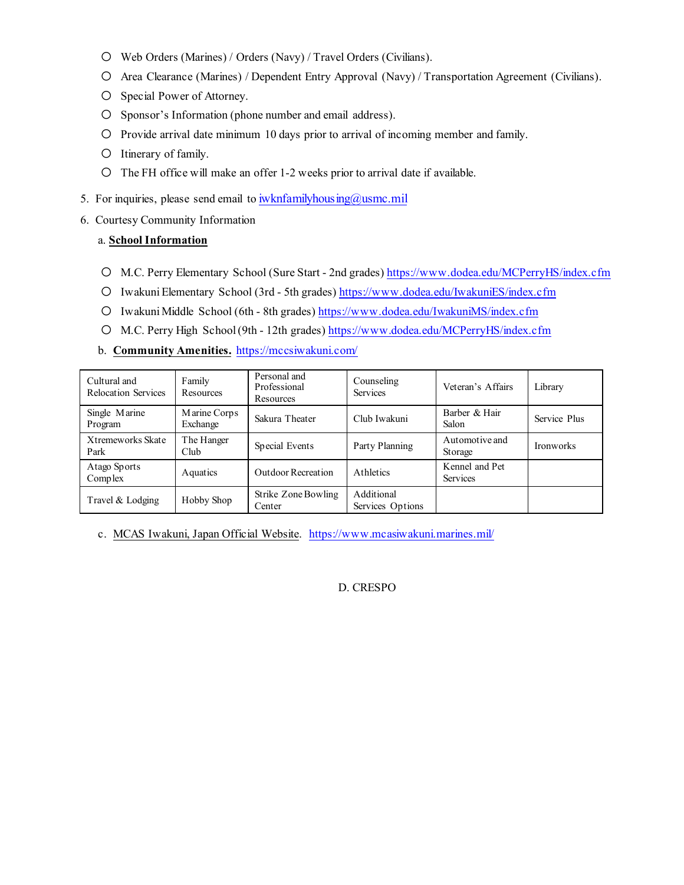- Web Orders (Marines) / Orders (Navy) / Travel Orders (Civilians).
- Area Clearance (Marines) / Dependent Entry Approval (Navy) / Transportation Agreement (Civilians).
- Special Power of Attorney.
- Sponsor's Information (phone number and email address).
- Provide arrival date minimum 10 days prior to arrival of incoming member and family.
- Itinerary of family.
- The FH office will make an offer 1-2 weeks prior to arrival date if available.

5. For inquiries, please send email to iwknfamilyhousing@usmc.mil

6. Courtesy Community Information

   a. **School Information**

   - M.C. Perry Elementary School (Sure Start - 2nd grades) https://www.dodea.edu/MCPerryHS/index.cfm
   - Iwakuni Elementary School (3rd - 5th grades) https://www.dodea.edu/IwakuniES/index.cfm
   - Iwakuni Middle School (6th - 8th grades) https://www.dodea.edu/IwakuniMS/index.cfm
   - M.C. Perry High School (9th - 12th grades) https://www.dodea.edu/MCPerryHS/index.cfm

   b. **Community Amenities.** https://mccsiwakuni.com/

| | | | | | |
|---|---|---|---|---|---|
| Cultural and Relocation Services | Family Resources | Personal and Professional Resources | Counseling Services | Veteran's Affairs | Library |
| Single Marine Program | Marine Corps Exchange | Sakura Theater | Club Iwakuni | Barber & Hair Salon | Service Plus |
| Xtremeworks Skate Park | The Hanger Club | Special Events | Party Planning | Automotive and Storage | Ironworks |
| Atago Sports Complex | Aquatics | Outdoor Recreation | Athletics | Kennel and Pet Services | |
| Travel & Lodging | Hobby Shop | Strike Zone Bowling Center | Additional Services Options | | |

   c. MCAS Iwakuni, Japan Official Website. https://www.mcasiwakuni.marines.mil/

D. CRESPO